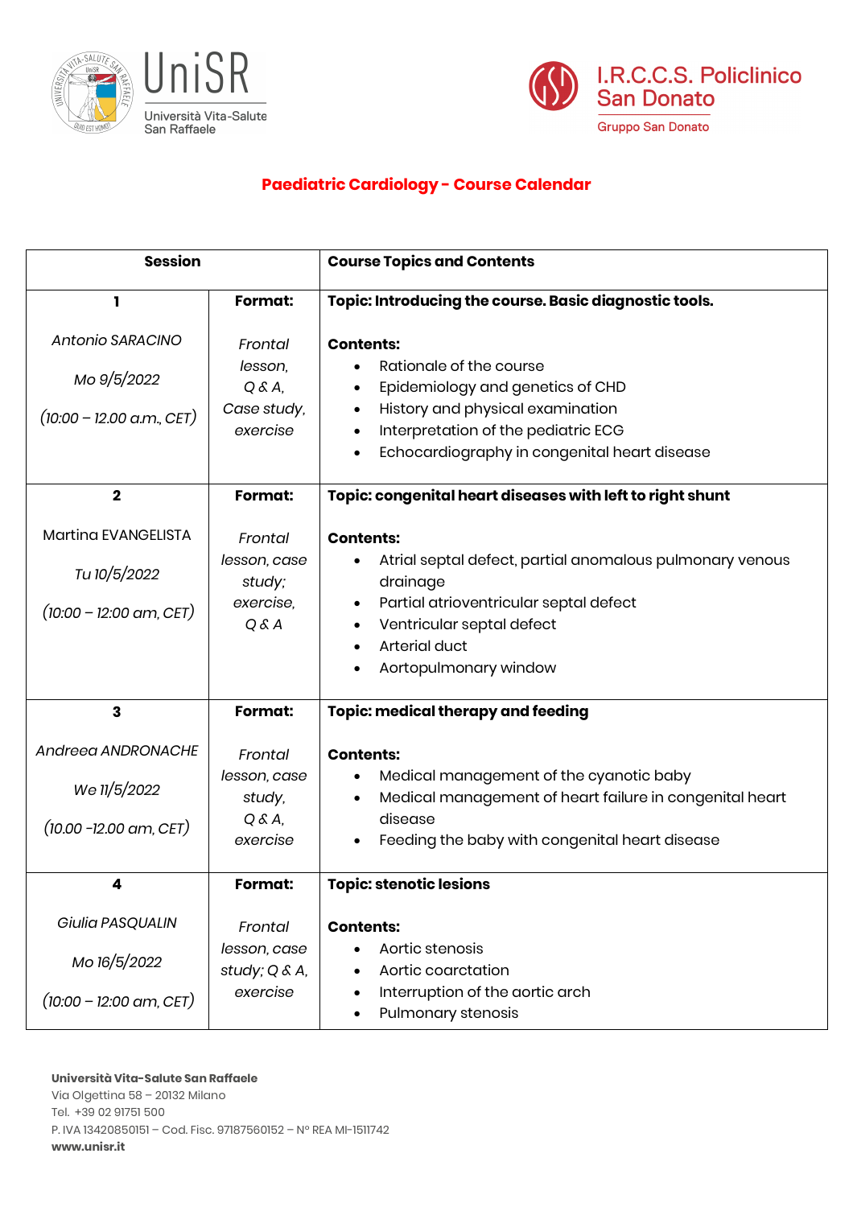UniSR Università Vita-Salute San Raffaele

I.R.C.C.S. Policlinico San Donato
Gruppo San Donato

## Paediatric Cardiology - Course Calendar

| **Session** | | **Course Topics and Contents** |
|---|---|---|
| **1**<br><br>*Antonio SARACINO*<br><br>*Mo 9/5/2022*<br><br>*(10:00 – 12.00 a.m., CET)* | **Format:**<br><br>*Frontal lesson, Q & A, Case study, exercise* | **Topic: Introducing the course. Basic diagnostic tools.**<br><br>**Contents:**<br>• Rationale of the course<br>• Epidemiology and genetics of CHD<br>• History and physical examination<br>• Interpretation of the pediatric ECG<br>• Echocardiography in congenital heart disease |
| **2**<br><br>Martina EVANGELISTA<br><br>*Tu 10/5/2022*<br><br>*(10:00 – 12:00 am, CET)* | **Format:**<br><br>*Frontal lesson, case study; exercise, Q & A* | **Topic: congenital heart diseases with left to right shunt**<br><br>**Contents:**<br>• Atrial septal defect, partial anomalous pulmonary venous drainage<br>• Partial atrioventricular septal defect<br>• Ventricular septal defect<br>• Arterial duct<br>• Aortopulmonary window |
| **3**<br><br>*Andreea ANDRONACHE*<br><br>*We 11/5/2022*<br><br>*(10.00 -12.00 am, CET)* | **Format:**<br><br>*Frontal lesson, case study, Q & A, exercise* | **Topic: medical therapy and feeding**<br><br>**Contents:**<br>• Medical management of the cyanotic baby<br>• Medical management of heart failure in congenital heart disease<br>• Feeding the baby with congenital heart disease |
| **4**<br><br>*Giulia PASQUALIN*<br><br>*Mo 16/5/2022*<br><br>*(10:00 – 12:00 am, CET)* | **Format:**<br><br>*Frontal lesson, case study; Q & A, exercise* | **Topic: stenotic lesions**<br><br>**Contents:**<br>• Aortic stenosis<br>• Aortic coarctation<br>• Interruption of the aortic arch<br>• Pulmonary stenosis |

**Università Vita-Salute San Raffaele**
Via Olgettina 58 – 20132 Milano
Tel. +39 02 91751 500
P. IVA 13420850151 – Cod. Fisc. 97187560152 – N° REA MI-1511742
**www.unisr.it**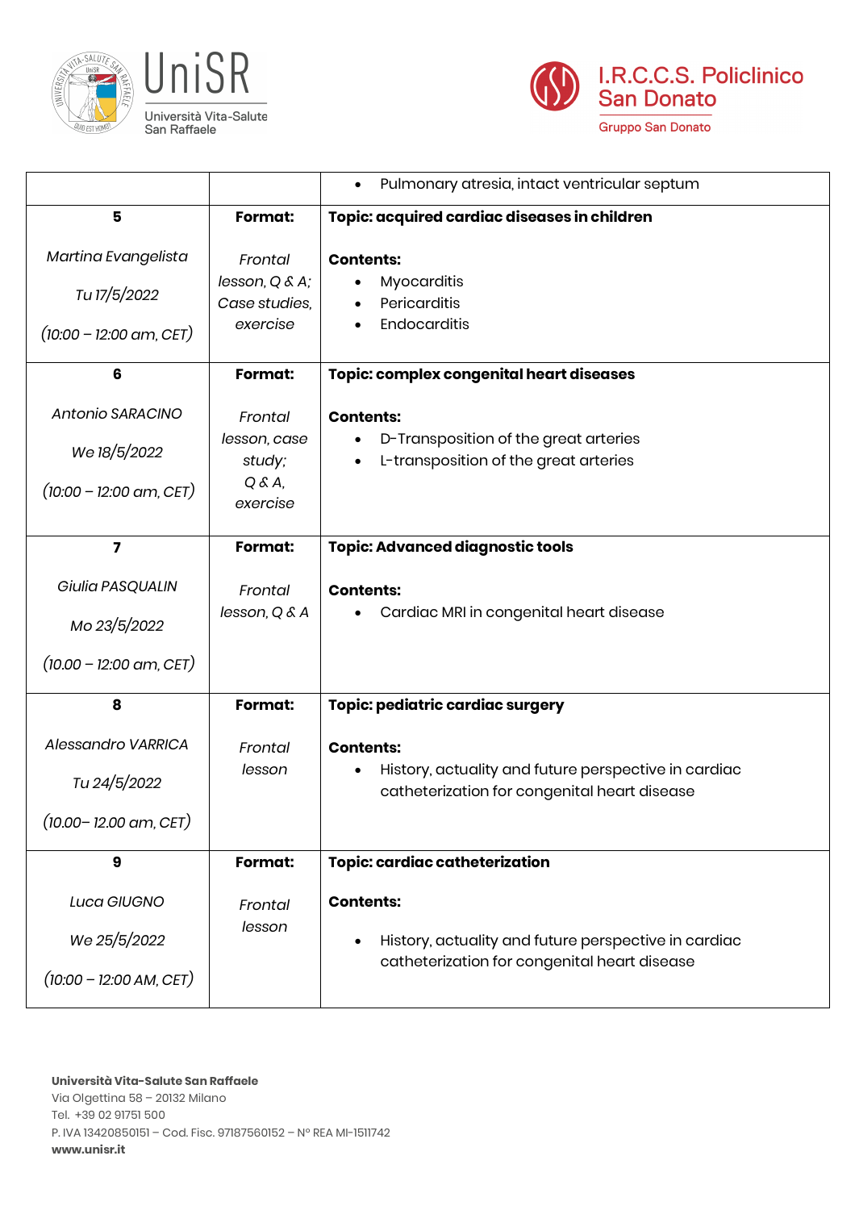| | | • Pulmonary atresia, intact ventricular septum |
|---|---|---|
| **5**<br><br>*Martina Evangelista*<br><br>*Tu 17/5/2022*<br><br>*(10:00 – 12:00 am, CET)* | **Format:**<br><br>*Frontal lesson, Q & A; Case studies, exercise* | **Topic: acquired cardiac diseases in children**<br><br>**Contents:**<br>• Myocarditis<br>• Pericarditis<br>• Endocarditis |
| **6**<br><br>*Antonio SARACINO*<br><br>*We 18/5/2022*<br><br>*(10:00 – 12:00 am, CET)* | **Format:**<br><br>*Frontal lesson, case study; Q & A, exercise* | **Topic: complex congenital heart diseases**<br><br>**Contents:**<br>• D-Transposition of the great arteries<br>• L-transposition of the great arteries |
| **7**<br><br>*Giulia PASQUALIN*<br><br>*Mo 23/5/2022*<br><br>*(10.00 – 12:00 am, CET)* | **Format:**<br><br>*Frontal lesson, Q & A* | **Topic: Advanced diagnostic tools**<br><br>**Contents:**<br>• Cardiac MRI in congenital heart disease |
| **8**<br><br>*Alessandro VARRICA*<br><br>*Tu 24/5/2022*<br><br>*(10.00– 12.00 am, CET)* | **Format:**<br><br>*Frontal lesson* | **Topic: pediatric cardiac surgery**<br><br>**Contents:**<br>• History, actuality and future perspective in cardiac catheterization for congenital heart disease |
| **9**<br><br>*Luca GIUGNO*<br><br>*We 25/5/2022*<br><br>*(10:00 – 12:00 AM, CET)* | **Format:**<br><br>*Frontal lesson* | **Topic: cardiac catheterization**<br><br>**Contents:**<br><br>• History, actuality and future perspective in cardiac catheterization for congenital heart disease |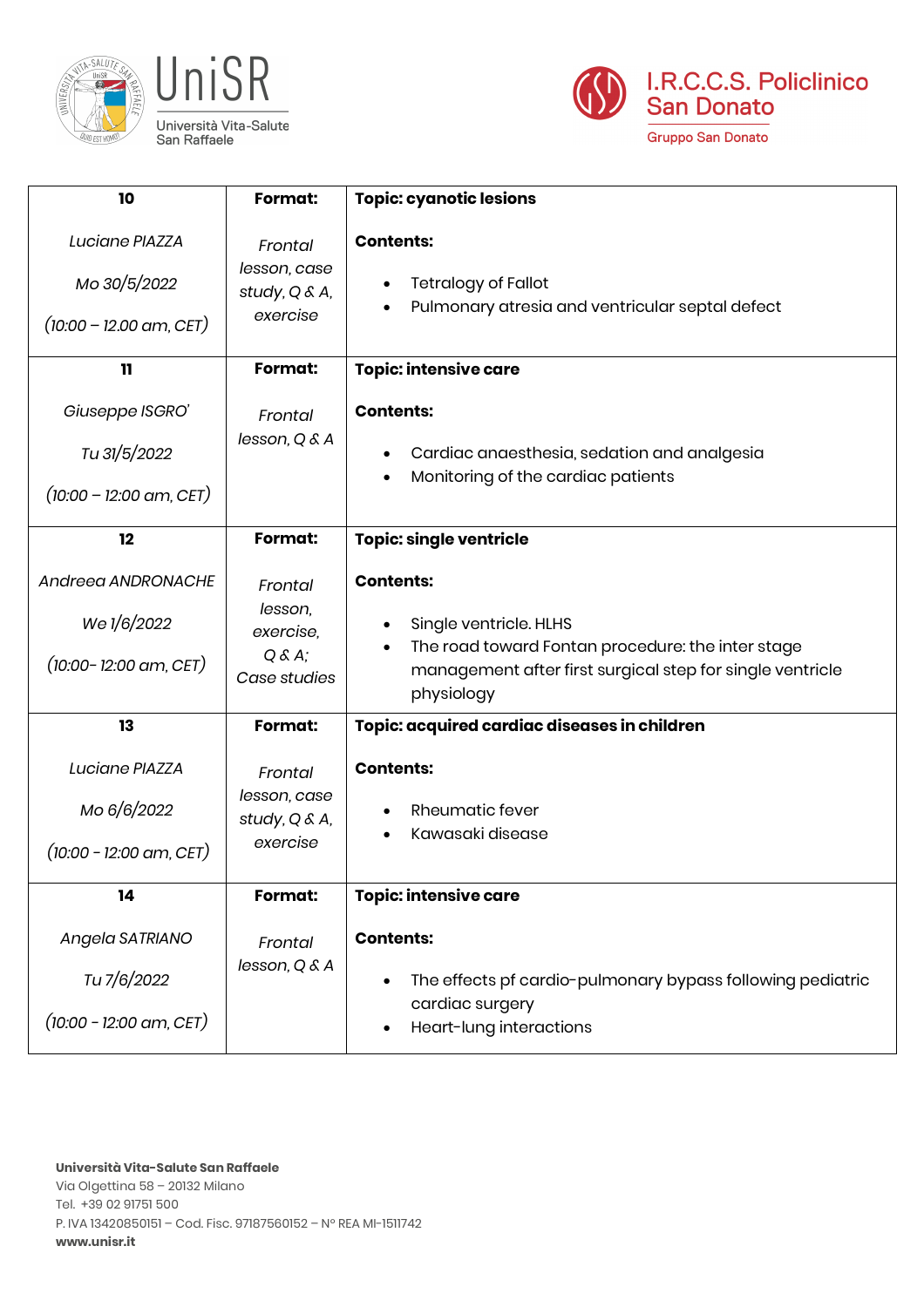| **10**<br><br>*Luciane PIAZZA*<br><br>*Mo 30/5/2022*<br><br>*(10:00 – 12.00 am, CET)* | **Format:**<br><br>*Frontal lesson, case study, Q & A, exercise* | **Topic: cyanotic lesions**<br><br>**Contents:**<br><br>• Tetralogy of Fallot<br>• Pulmonary atresia and ventricular septal defect |
|---|---|---|
| **11**<br><br>*Giuseppe ISGRO'*<br><br>*Tu 31/5/2022*<br><br>*(10:00 – 12:00 am, CET)* | **Format:**<br><br>*Frontal lesson, Q & A* | **Topic: intensive care**<br><br>**Contents:**<br><br>• Cardiac anaesthesia, sedation and analgesia<br>• Monitoring of the cardiac patients |
| **12**<br><br>*Andreea ANDRONACHE*<br><br>*We 1/6/2022*<br><br>*(10:00- 12:00 am, CET)* | **Format:**<br><br>*Frontal lesson, exercise, Q & A; Case studies* | **Topic: single ventricle**<br><br>**Contents:**<br><br>• Single ventricle. HLHS<br>• The road toward Fontan procedure: the inter stage management after first surgical step for single ventricle physiology |
| **13**<br><br>*Luciane PIAZZA*<br><br>*Mo 6/6/2022*<br><br>*(10:00 - 12:00 am, CET)* | **Format:**<br><br>*Frontal lesson, case study, Q & A, exercise* | **Topic: acquired cardiac diseases in children**<br><br>**Contents:**<br><br>• Rheumatic fever<br>• Kawasaki disease |
| **14**<br><br>*Angela SATRIANO*<br><br>*Tu 7/6/2022*<br><br>*(10:00 - 12:00 am, CET)* | **Format:**<br><br>*Frontal lesson, Q & A* | **Topic: intensive care**<br><br>**Contents:**<br><br>• The effects pf cardio-pulmonary bypass following pediatric cardiac surgery<br>• Heart-lung interactions |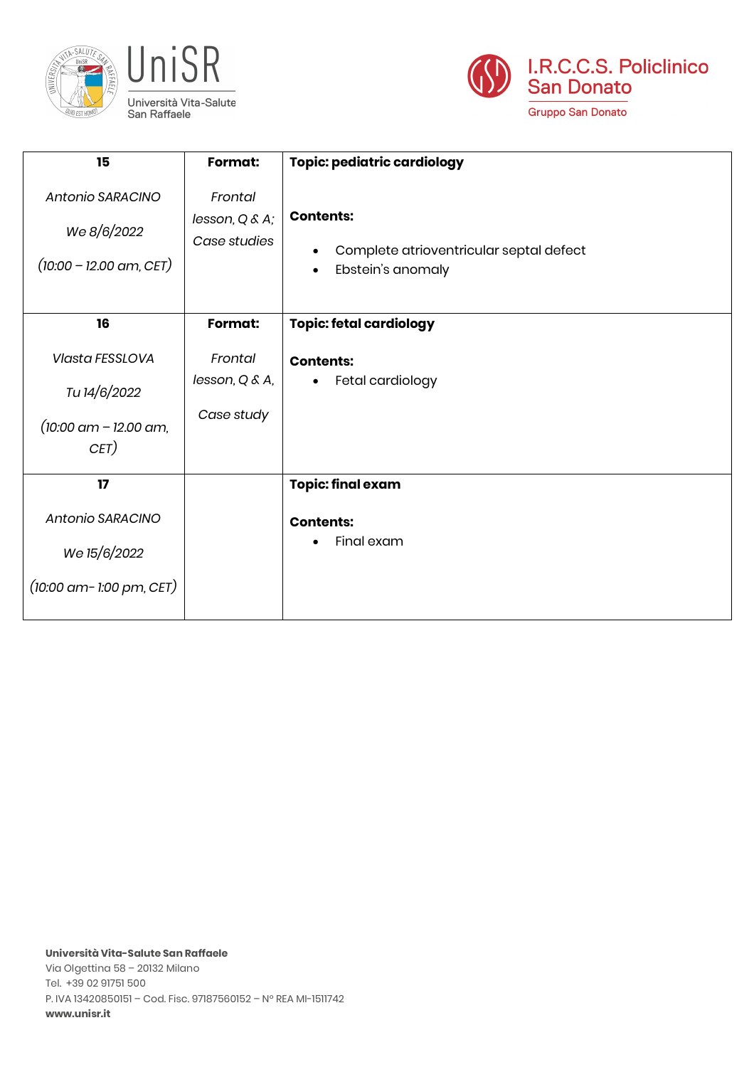| | | |
|---|---|---|
| **15**<br><br>*Antonio SARACINO*<br><br>*We 8/6/2022*<br><br>*(10:00 – 12.00 am, CET)* | **Format:**<br><br>*Frontal lesson, Q & A; Case studies* | **Topic: pediatric cardiology**<br><br>**Contents:**<br><br>• Complete atrioventricular septal defect<br>• Ebstein's anomaly |
| **16**<br><br>*Vlasta FESSLOVA*<br><br>*Tu 14/6/2022*<br><br>*(10:00 am – 12.00 am, CET)* | **Format:**<br><br>*Frontal lesson, Q & A,*<br><br>*Case study* | **Topic: fetal cardiology**<br><br>**Contents:**<br>• Fetal cardiology |
| **17**<br><br>*Antonio SARACINO*<br><br>*We 15/6/2022*<br><br>*(10:00 am- 1:00 pm, CET)* | | **Topic: final exam**<br><br>**Contents:**<br>• Final exam |

**Università Vita-Salute San Raffaele**
Via Olgettina 58 – 20132 Milano
Tel. +39 02 91751 500
P. IVA 13420850151 – Cod. Fisc. 97187560152 – N° REA MI-1511742
**www.unisr.it**